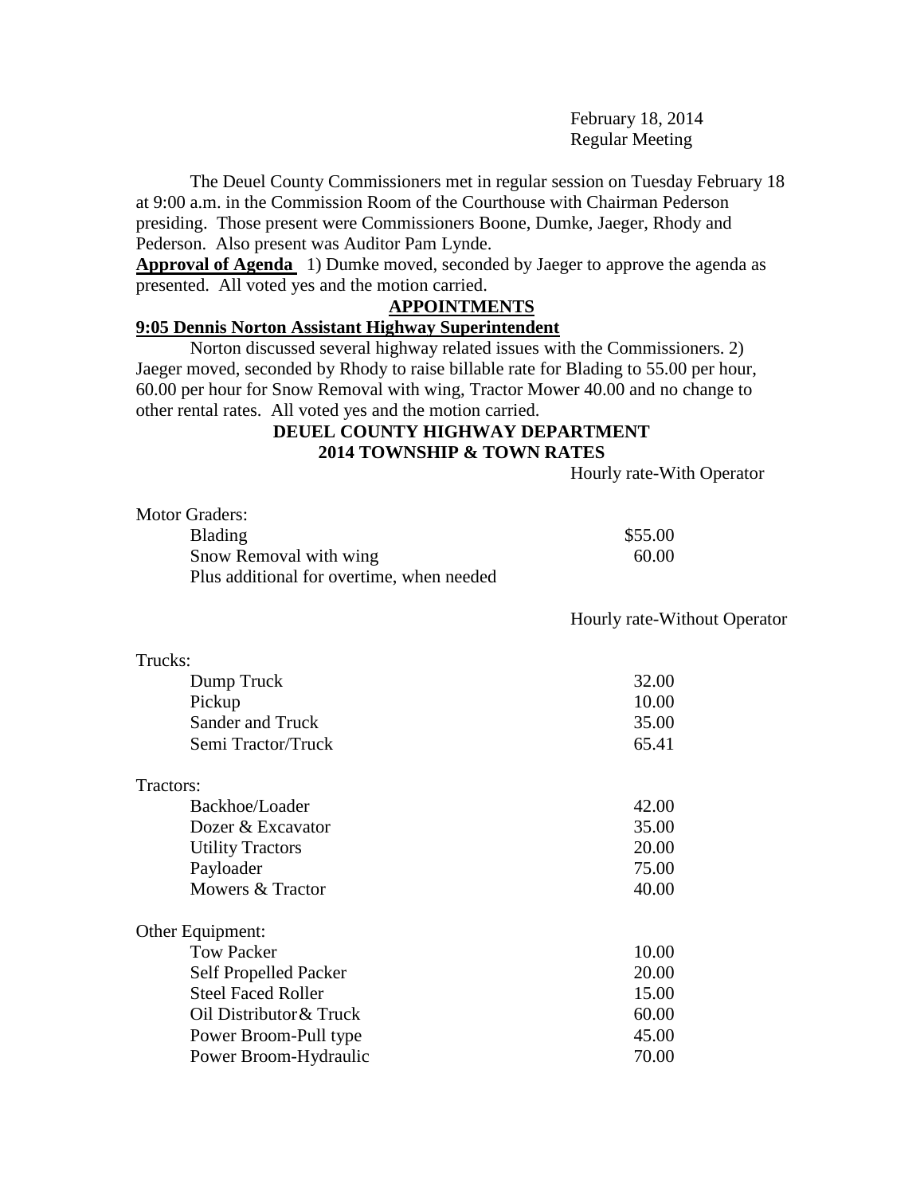February 18, 2014
Regular Meeting

The Deuel County Commissioners met in regular session on Tuesday February 18 at 9:00 a.m. in the Commission Room of the Courthouse with Chairman Pederson presiding. Those present were Commissioners Boone, Dumke, Jaeger, Rhody and Pederson. Also present was Auditor Pam Lynde.

**Approval of Agenda** 1) Dumke moved, seconded by Jaeger to approve the agenda as presented. All voted yes and the motion carried.

## APPOINTMENTS

### 9:05 Dennis Norton Assistant Highway Superintendent

Norton discussed several highway related issues with the Commissioners. 2) Jaeger moved, seconded by Rhody to raise billable rate for Blading to 55.00 per hour, 60.00 per hour for Snow Removal with wing, Tractor Mower 40.00 and no change to other rental rates. All voted yes and the motion carried.

## DEUEL COUNTY HIGHWAY DEPARTMENT
## 2014 TOWNSHIP & TOWN RATES

| | Hourly rate-With Operator |
|---|---|
| **Motor Graders:** | |
| Blading | $55.00 |
| Snow Removal with wing | 60.00 |
| Plus additional for overtime, when needed | |

| | Hourly rate-Without Operator |
|---|---|
| **Trucks:** | |
| Dump Truck | 32.00 |
| Pickup | 10.00 |
| Sander and Truck | 35.00 |
| Semi Tractor/Truck | 65.41 |
| **Tractors:** | |
| Backhoe/Loader | 42.00 |
| Dozer & Excavator | 35.00 |
| Utility Tractors | 20.00 |
| Payloader | 75.00 |
| Mowers & Tractor | 40.00 |
| **Other Equipment:** | |
| Tow Packer | 10.00 |
| Self Propelled Packer | 20.00 |
| Steel Faced Roller | 15.00 |
| Oil Distributor & Truck | 60.00 |
| Power Broom-Pull type | 45.00 |
| Power Broom-Hydraulic | 70.00 |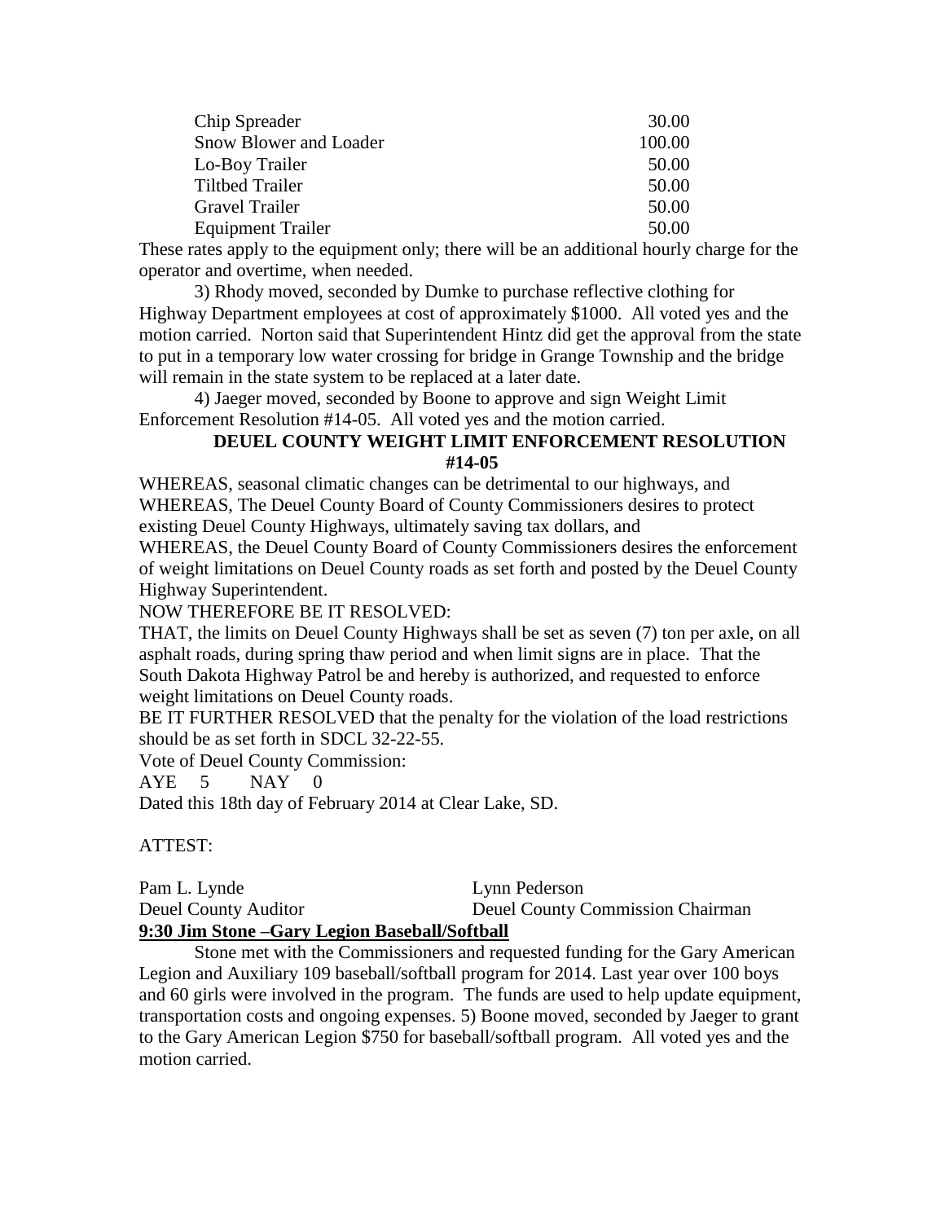| | |
|---|---|
| Chip Spreader | 30.00 |
| Snow Blower and Loader | 100.00 |
| Lo-Boy Trailer | 50.00 |
| Tiltbed Trailer | 50.00 |
| Gravel Trailer | 50.00 |
| Equipment Trailer | 50.00 |

These rates apply to the equipment only; there will be an additional hourly charge for the operator and overtime, when needed.

3) Rhody moved, seconded by Dumke to purchase reflective clothing for Highway Department employees at cost of approximately $1000. All voted yes and the motion carried. Norton said that Superintendent Hintz did get the approval from the state to put in a temporary low water crossing for bridge in Grange Township and the bridge will remain in the state system to be replaced at a later date.

4) Jaeger moved, seconded by Boone to approve and sign Weight Limit Enforcement Resolution #14-05. All voted yes and the motion carried.

**DEUEL COUNTY WEIGHT LIMIT ENFORCEMENT RESOLUTION #14-05**

WHEREAS, seasonal climatic changes can be detrimental to our highways, and
WHEREAS, The Deuel County Board of County Commissioners desires to protect existing Deuel County Highways, ultimately saving tax dollars, and
WHEREAS, the Deuel County Board of County Commissioners desires the enforcement of weight limitations on Deuel County roads as set forth and posted by the Deuel County Highway Superintendent.
NOW THEREFORE BE IT RESOLVED:
THAT, the limits on Deuel County Highways shall be set as seven (7) ton per axle, on all asphalt roads, during spring thaw period and when limit signs are in place. That the South Dakota Highway Patrol be and hereby is authorized, and requested to enforce weight limitations on Deuel County roads.
BE IT FURTHER RESOLVED that the penalty for the violation of the load restrictions should be as set forth in SDCL 32-22-55.
Vote of Deuel County Commission:
AYE 5 NAY 0
Dated this 18th day of February 2014 at Clear Lake, SD.

ATTEST:

Pam L. Lynde — Lynn Pederson
Deuel County Auditor — Deuel County Commission Chairman

**9:30 Jim Stone –Gary Legion Baseball/Softball**

Stone met with the Commissioners and requested funding for the Gary American Legion and Auxiliary 109 baseball/softball program for 2014. Last year over 100 boys and 60 girls were involved in the program. The funds are used to help update equipment, transportation costs and ongoing expenses. 5) Boone moved, seconded by Jaeger to grant to the Gary American Legion $750 for baseball/softball program. All voted yes and the motion carried.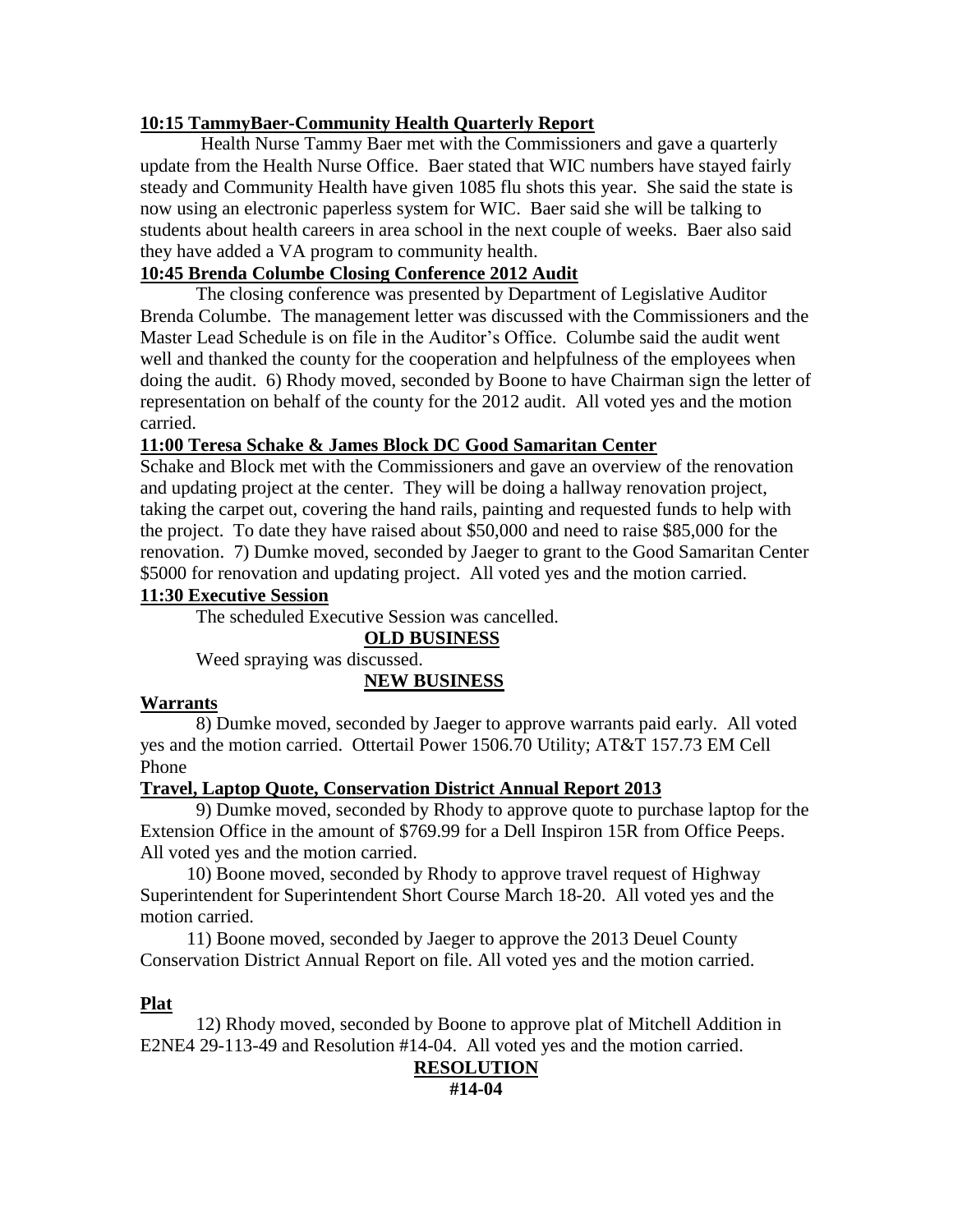**10:15 TammyBaer-Community Health Quarterly Report**

Health Nurse Tammy Baer met with the Commissioners and gave a quarterly update from the Health Nurse Office. Baer stated that WIC numbers have stayed fairly steady and Community Health have given 1085 flu shots this year. She said the state is now using an electronic paperless system for WIC. Baer said she will be talking to students about health careers in area school in the next couple of weeks. Baer also said they have added a VA program to community health.

**10:45 Brenda Columbe Closing Conference 2012 Audit**

The closing conference was presented by Department of Legislative Auditor Brenda Columbe. The management letter was discussed with the Commissioners and the Master Lead Schedule is on file in the Auditor's Office. Columbe said the audit went well and thanked the county for the cooperation and helpfulness of the employees when doing the audit. 6) Rhody moved, seconded by Boone to have Chairman sign the letter of representation on behalf of the county for the 2012 audit. All voted yes and the motion carried.

**11:00 Teresa Schake & James Block DC Good Samaritan Center**

Schake and Block met with the Commissioners and gave an overview of the renovation and updating project at the center. They will be doing a hallway renovation project, taking the carpet out, covering the hand rails, painting and requested funds to help with the project. To date they have raised about $50,000 and need to raise $85,000 for the renovation. 7) Dumke moved, seconded by Jaeger to grant to the Good Samaritan Center $5000 for renovation and updating project. All voted yes and the motion carried.

**11:30 Executive Session**

The scheduled Executive Session was cancelled.

**OLD BUSINESS**

Weed spraying was discussed.

**NEW BUSINESS**

**Warrants**

8) Dumke moved, seconded by Jaeger to approve warrants paid early. All voted yes and the motion carried. Ottertail Power 1506.70 Utility; AT&T 157.73 EM Cell Phone

**Travel, Laptop Quote, Conservation District Annual Report 2013**

9) Dumke moved, seconded by Rhody to approve quote to purchase laptop for the Extension Office in the amount of $769.99 for a Dell Inspiron 15R from Office Peeps. All voted yes and the motion carried.

10) Boone moved, seconded by Rhody to approve travel request of Highway Superintendent for Superintendent Short Course March 18-20. All voted yes and the motion carried.

11) Boone moved, seconded by Jaeger to approve the 2013 Deuel County Conservation District Annual Report on file. All voted yes and the motion carried.

**Plat**

12) Rhody moved, seconded by Boone to approve plat of Mitchell Addition in E2NE4 29-113-49 and Resolution #14-04. All voted yes and the motion carried.

**RESOLUTION**

**#14-04**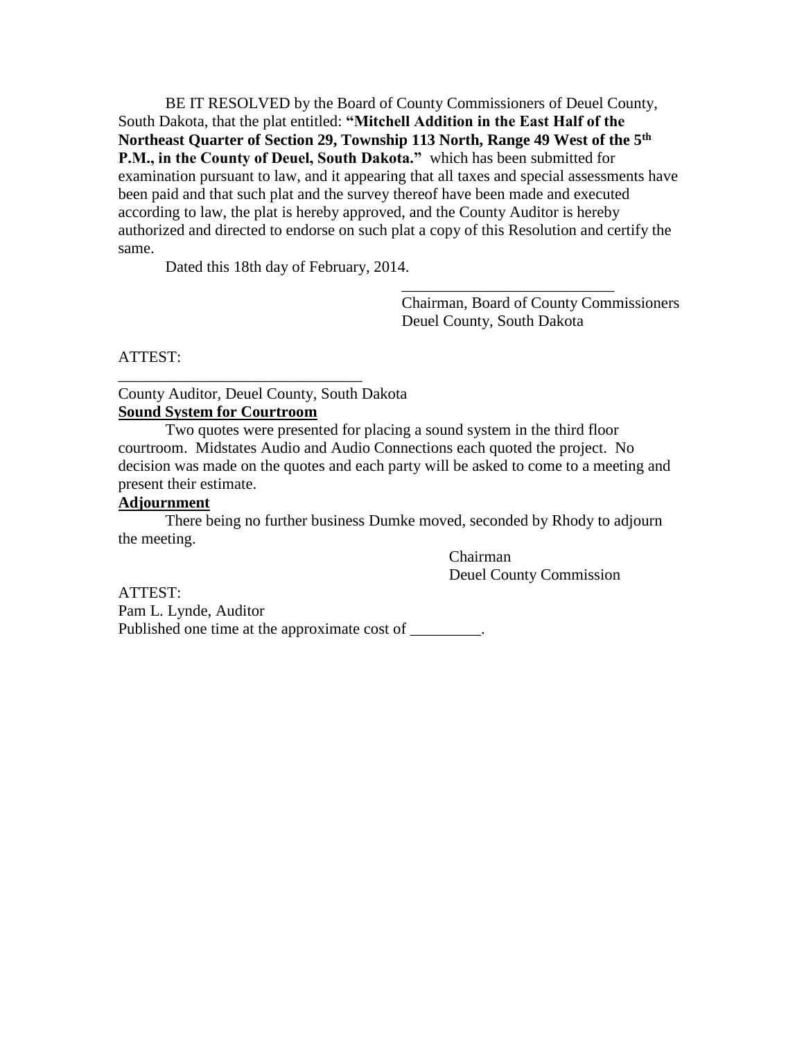BE IT RESOLVED by the Board of County Commissioners of Deuel County, South Dakota, that the plat entitled: **"Mitchell Addition in the East Half of the Northeast Quarter of Section 29, Township 113 North, Range 49 West of the 5th P.M., in the County of Deuel, South Dakota."** which has been submitted for examination pursuant to law, and it appearing that all taxes and special assessments have been paid and that such plat and the survey thereof have been made and executed according to law, the plat is hereby approved, and the County Auditor is hereby authorized and directed to endorse on such plat a copy of this Resolution and certify the same.

Dated this 18th day of February, 2014.

___________________________
Chairman, Board of County Commissioners
Deuel County, South Dakota

ATTEST:

_______________________________
County Auditor, Deuel County, South Dakota

**Sound System for Courtroom**

Two quotes were presented for placing a sound system in the third floor courtroom. Midstates Audio and Audio Connections each quoted the project. No decision was made on the quotes and each party will be asked to come to a meeting and present their estimate.

**Adjournment**

There being no further business Dumke moved, seconded by Rhody to adjourn the meeting.

Chairman
Deuel County Commission

ATTEST:
Pam L. Lynde, Auditor
Published one time at the approximate cost of _________.